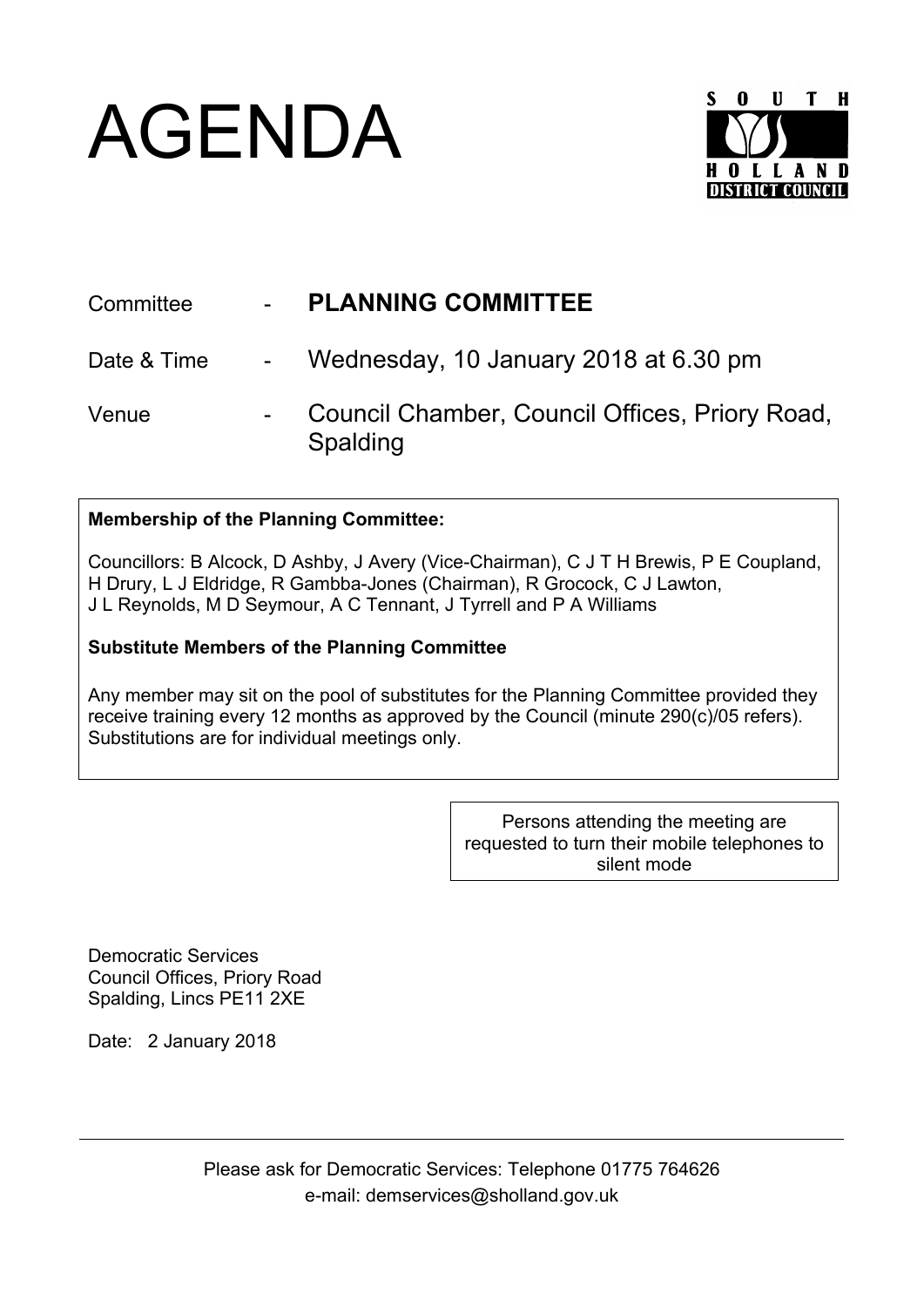# AGENDA

SOUTH HOLLAND DISTRICT COUNCIL

| | | |
|---|---|---|
| Committee | - | **PLANNING COMMITTEE** |
| Date & Time | - | Wednesday, 10 January 2018 at 6.30 pm |
| Venue | - | Council Chamber, Council Offices, Priory Road, Spalding |

**Membership of the Planning Committee:**

Councillors: B Alcock, D Ashby, J Avery (Vice-Chairman), C J T H Brewis, P E Coupland, H Drury, L J Eldridge, R Gambba-Jones (Chairman), R Grocock, C J Lawton, J L Reynolds, M D Seymour, A C Tennant, J Tyrrell and P A Williams

**Substitute Members of the Planning Committee**

Any member may sit on the pool of substitutes for the Planning Committee provided they receive training every 12 months as approved by the Council (minute 290(c)/05 refers). Substitutions are for individual meetings only.

Persons attending the meeting are requested to turn their mobile telephones to silent mode

Democratic Services
Council Offices, Priory Road
Spalding, Lincs PE11 2XE

Date: 2 January 2018

---

Please ask for Democratic Services: Telephone 01775 764626
e-mail: demservices@sholland.gov.uk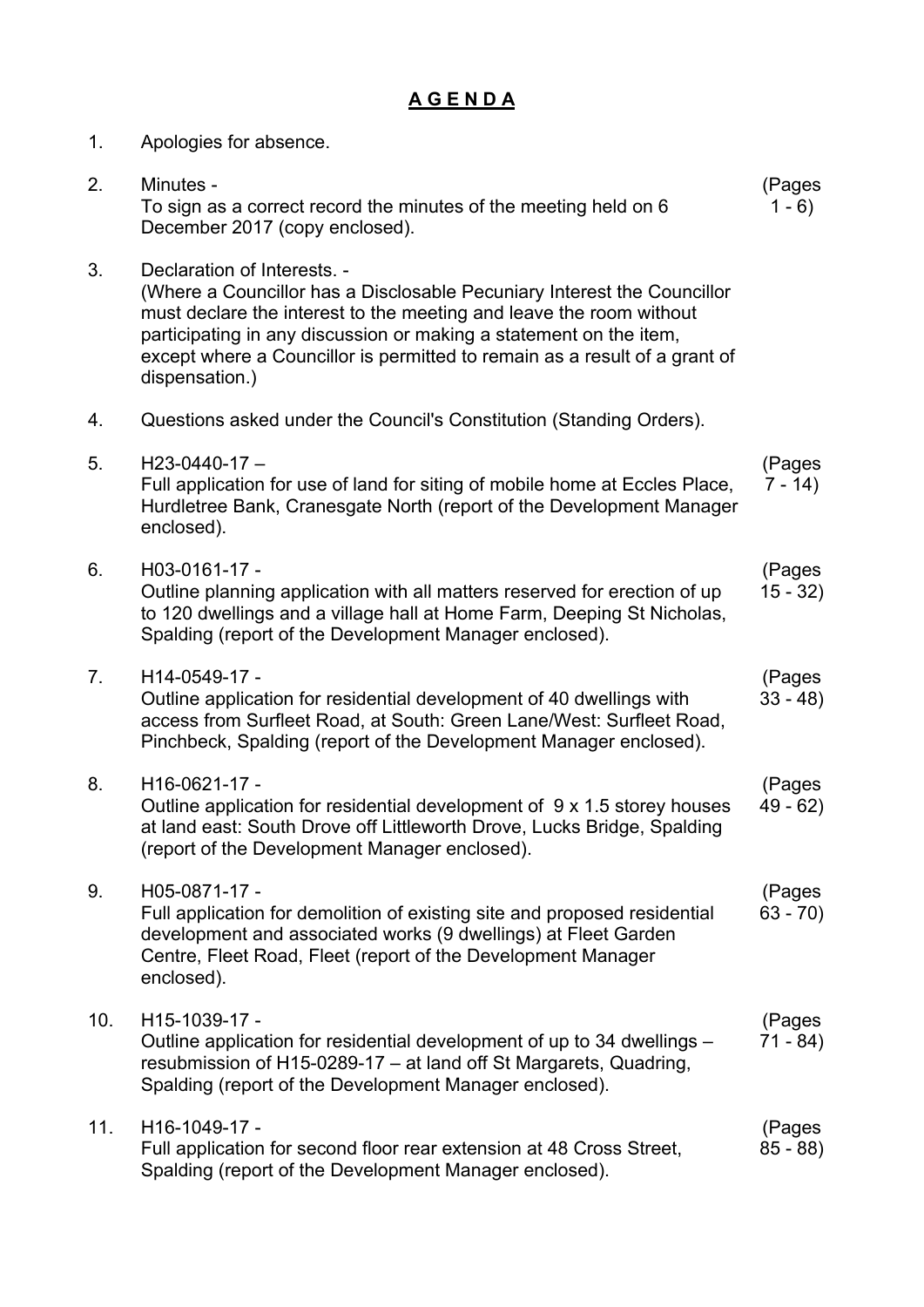# A G E N D A

1. Apologies for absence.

2. Minutes - (Pages 1 - 6)
   To sign as a correct record the minutes of the meeting held on 6 December 2017 (copy enclosed).

3. Declaration of Interests. -
   (Where a Councillor has a Disclosable Pecuniary Interest the Councillor must declare the interest to the meeting and leave the room without participating in any discussion or making a statement on the item, except where a Councillor is permitted to remain as a result of a grant of dispensation.)

4. Questions asked under the Council's Constitution (Standing Orders).

5. H23-0440-17 – (Pages 7 - 14)
   Full application for use of land for siting of mobile home at Eccles Place, Hurdletree Bank, Cranesgate North (report of the Development Manager enclosed).

6. H03-0161-17 - (Pages 15 - 32)
   Outline planning application with all matters reserved for erection of up to 120 dwellings and a village hall at Home Farm, Deeping St Nicholas, Spalding (report of the Development Manager enclosed).

7. H14-0549-17 - (Pages 33 - 48)
   Outline application for residential development of 40 dwellings with access from Surfleet Road, at South: Green Lane/West: Surfleet Road, Pinchbeck, Spalding (report of the Development Manager enclosed).

8. H16-0621-17 - (Pages 49 - 62)
   Outline application for residential development of 9 x 1.5 storey houses at land east: South Drove off Littleworth Drove, Lucks Bridge, Spalding (report of the Development Manager enclosed).

9. H05-0871-17 - (Pages 63 - 70)
   Full application for demolition of existing site and proposed residential development and associated works (9 dwellings) at Fleet Garden Centre, Fleet Road, Fleet (report of the Development Manager enclosed).

10. H15-1039-17 - (Pages 71 - 84)
    Outline application for residential development of up to 34 dwellings – resubmission of H15-0289-17 – at land off St Margarets, Quadring, Spalding (report of the Development Manager enclosed).

11. H16-1049-17 - (Pages 85 - 88)
    Full application for second floor rear extension at 48 Cross Street, Spalding (report of the Development Manager enclosed).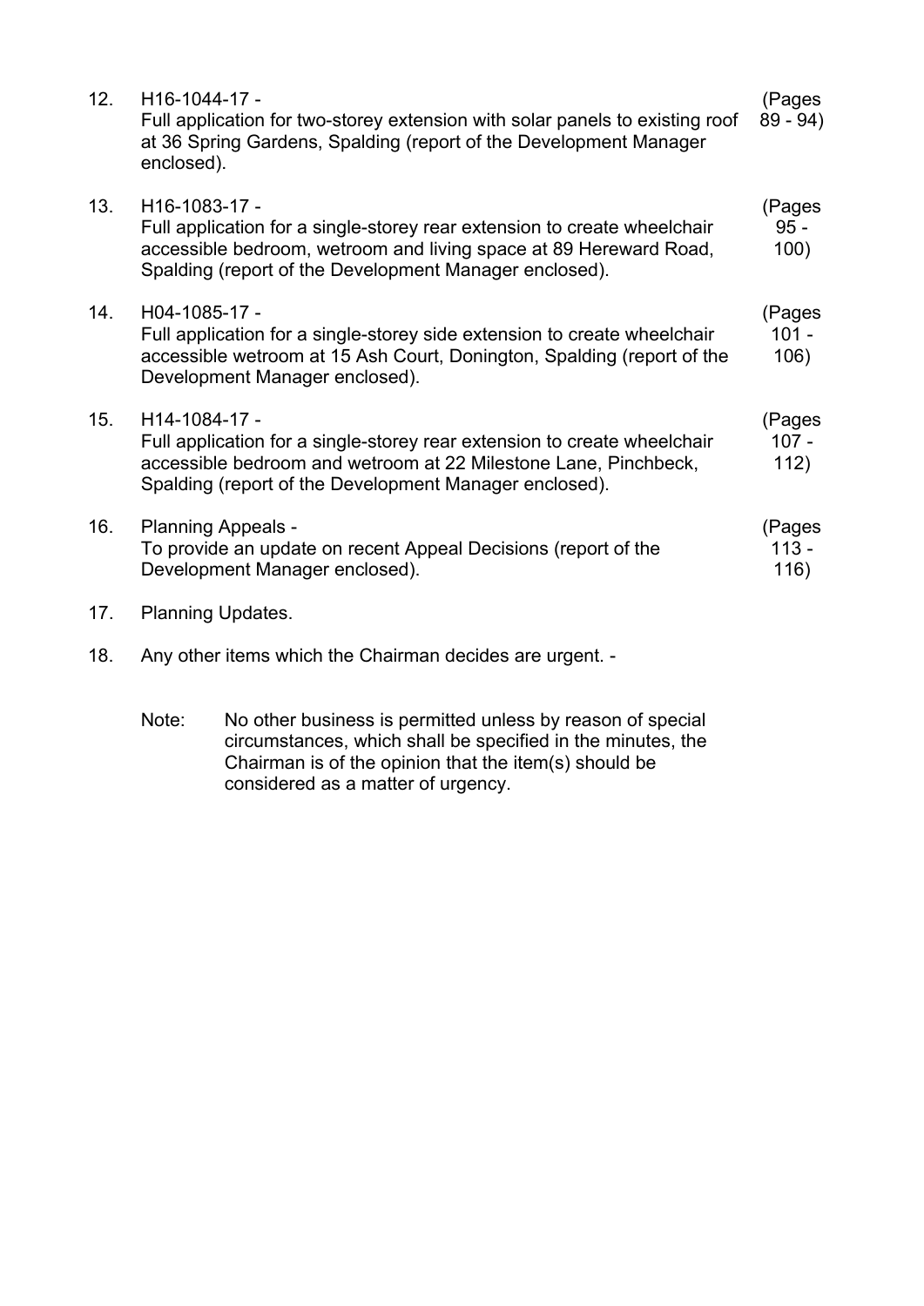12. H16-1044-17 - (Pages 89 - 94)
    Full application for two-storey extension with solar panels to existing roof at 36 Spring Gardens, Spalding (report of the Development Manager enclosed).

13. H16-1083-17 - (Pages 95 - 100)
    Full application for a single-storey rear extension to create wheelchair accessible bedroom, wetroom and living space at 89 Hereward Road, Spalding (report of the Development Manager enclosed).

14. H04-1085-17 - (Pages 101 - 106)
    Full application for a single-storey side extension to create wheelchair accessible wetroom at 15 Ash Court, Donington, Spalding (report of the Development Manager enclosed).

15. H14-1084-17 - (Pages 107 - 112)
    Full application for a single-storey rear extension to create wheelchair accessible bedroom and wetroom at 22 Milestone Lane, Pinchbeck, Spalding (report of the Development Manager enclosed).

16. Planning Appeals - (Pages 113 - 116)
    To provide an update on recent Appeal Decisions (report of the Development Manager enclosed).

17. Planning Updates.

18. Any other items which the Chairman decides are urgent. -

    Note: No other business is permitted unless by reason of special circumstances, which shall be specified in the minutes, the Chairman is of the opinion that the item(s) should be considered as a matter of urgency.